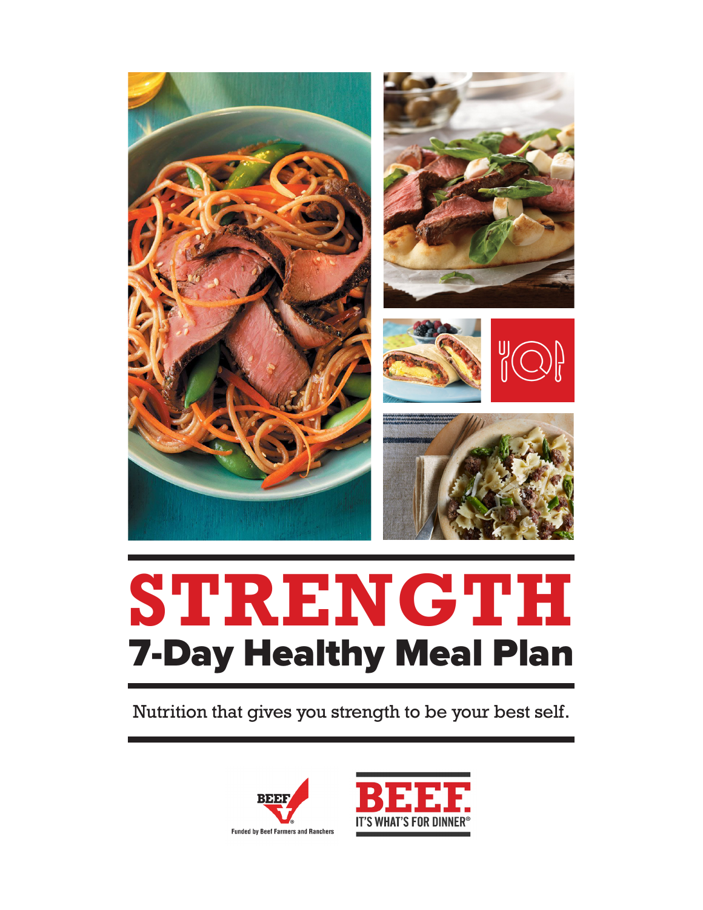# STRENGTH

## 7-Day Healthy Meal Plan

Nutrition that gives you strength to be your best self.

BEEF Funded by Beef Farmers and Ranchers

BEEF. IT'S WHAT'S FOR DINNER®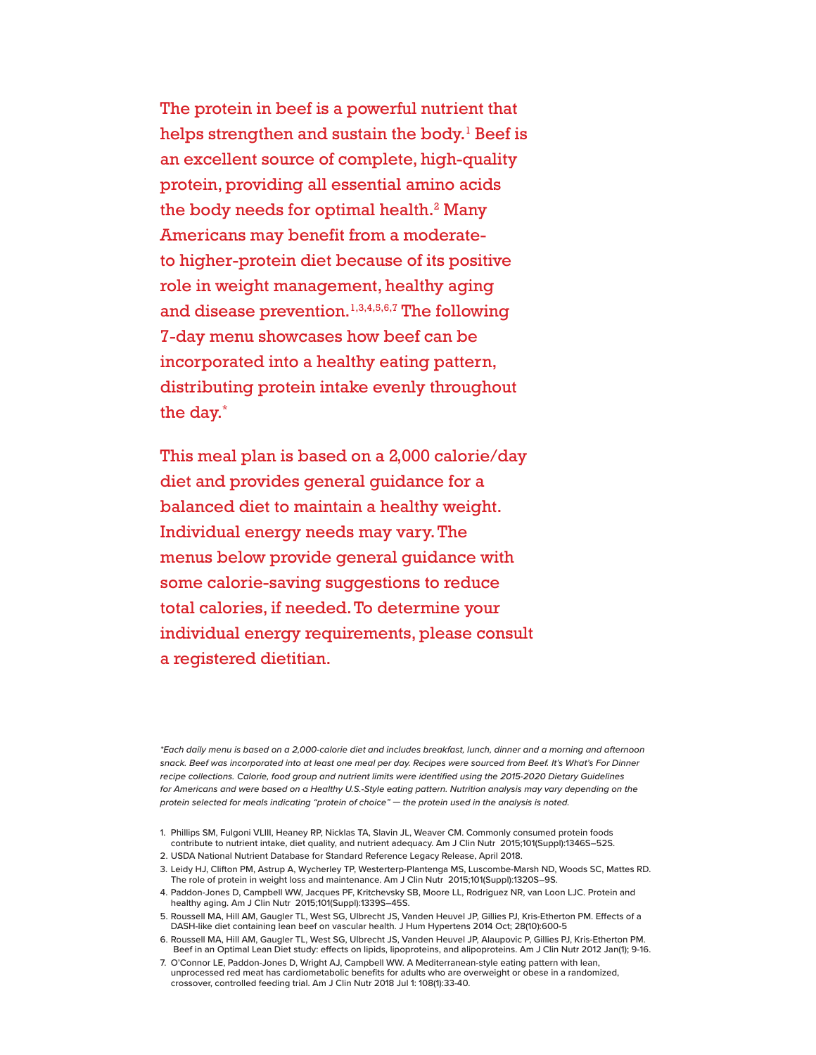The protein in beef is a powerful nutrient that helps strengthen and sustain the body.[1] Beef is an excellent source of complete, high-quality protein, providing all essential amino acids the body needs for optimal health.[2] Many Americans may benefit from a moderate- to higher-protein diet because of its positive role in weight management, healthy aging and disease prevention.[1,3,4,5,6,7] The following 7-day menu showcases how beef can be incorporated into a healthy eating pattern, distributing protein intake evenly throughout the day.*

This meal plan is based on a 2,000 calorie/day diet and provides general guidance for a balanced diet to maintain a healthy weight. Individual energy needs may vary. The menus below provide general guidance with some calorie-saving suggestions to reduce total calories, if needed. To determine your individual energy requirements, please consult a registered dietitian.

*\*Each daily menu is based on a 2,000-calorie diet and includes breakfast, lunch, dinner and a morning and afternoon snack. Beef was incorporated into at least one meal per day. Recipes were sourced from Beef. It's What's For Dinner recipe collections. Calorie, food group and nutrient limits were identified using the 2015-2020 Dietary Guidelines for Americans and were based on a Healthy U.S.-Style eating pattern. Nutrition analysis may vary depending on the protein selected for meals indicating "protein of choice" — the protein used in the analysis is noted.*

1. Phillips SM, Fulgoni VLIII, Heaney RP, Nicklas TA, Slavin JL, Weaver CM. Commonly consumed protein foods contribute to nutrient intake, diet quality, and nutrient adequacy. Am J Clin Nutr 2015;101(Suppl):1346S–52S.
2. USDA National Nutrient Database for Standard Reference Legacy Release, April 2018.
3. Leidy HJ, Clifton PM, Astrup A, Wycherley TP, Westerterp-Plantenga MS, Luscombe-Marsh ND, Woods SC, Mattes RD. The role of protein in weight loss and maintenance. Am J Clin Nutr 2015;101(Suppl):1320S–9S.
4. Paddon-Jones D, Campbell WW, Jacques PF, Kritchevsky SB, Moore LL, Rodriguez NR, van Loon LJC. Protein and healthy aging. Am J Clin Nutr 2015;101(Suppl):1339S–45S.
5. Roussell MA, Hill AM, Gaugler TL, West SG, Ulbrecht JS, Vanden Heuvel JP, Gillies PJ, Kris-Etherton PM. Effects of a DASH-like diet containing lean beef on vascular health. J Hum Hypertens 2014 Oct; 28(10):600-5
6. Roussell MA, Hill AM, Gaugler TL, West SG, Ulbrecht JS, Vanden Heuvel JP, Alaupovic P, Gillies PJ, Kris-Etherton PM. Beef in an Optimal Lean Diet study: effects on lipids, lipoproteins, and alipoproteins. Am J Clin Nutr 2012 Jan(1); 9-16.
7. O'Connor LE, Paddon-Jones D, Wright AJ, Campbell WW. A Mediterranean-style eating pattern with lean, unprocessed red meat has cardiometabolic benefits for adults who are overweight or obese in a randomized, crossover, controlled feeding trial. Am J Clin Nutr 2018 Jul 1: 108(1):33-40.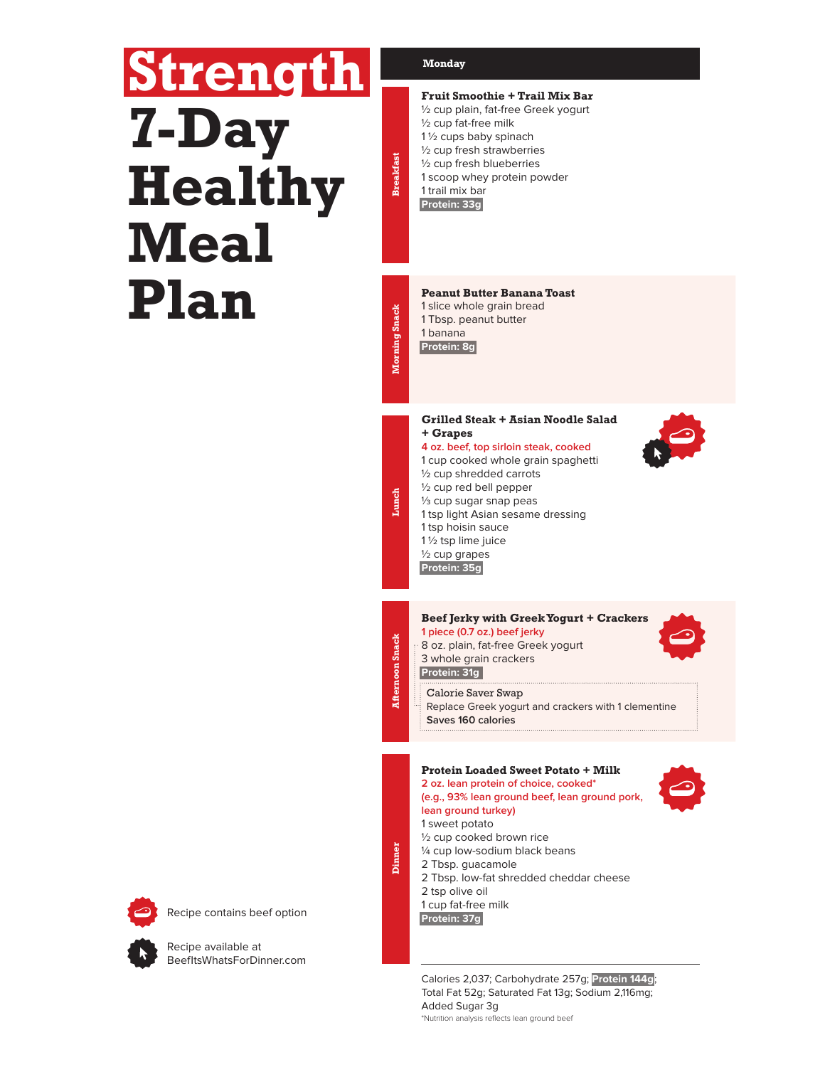# Strength 7-Day Healthy Meal Plan

## Monday

### Breakfast

**Fruit Smoothie + Trail Mix Bar**

½ cup plain, fat-free Greek yogurt
½ cup fat-free milk
1 ½ cups baby spinach
½ cup fresh strawberries
½ cup fresh blueberries
1 scoop whey protein powder
1 trail mix bar

**Protein: 33g**

### Morning Snack

**Peanut Butter Banana Toast**

1 slice whole grain bread
1 Tbsp. peanut butter
1 banana

**Protein: 8g**

### Lunch

**Grilled Steak + Asian Noodle Salad + Grapes**

4 oz. beef, top sirloin steak, cooked
1 cup cooked whole grain spaghetti
½ cup shredded carrots
½ cup red bell pepper
⅓ cup sugar snap peas
1 tsp light Asian sesame dressing
1 tsp hoisin sauce
1 ½ tsp lime juice
½ cup grapes

**Protein: 35g**

### Afternoon Snack

**Beef Jerky with Greek Yogurt + Crackers**

1 piece (0.7 oz.) beef jerky
8 oz. plain, fat-free Greek yogurt
3 whole grain crackers

**Protein: 31g**

Calorie Saver Swap
Replace Greek yogurt and crackers with 1 clementine
**Saves 160 calories**

### Dinner

**Protein Loaded Sweet Potato + Milk**

2 oz. lean protein of choice, cooked*
(e.g., 93% lean ground beef, lean ground pork, lean ground turkey)
1 sweet potato
½ cup cooked brown rice
¼ cup low-sodium black beans
2 Tbsp. guacamole
2 Tbsp. low-fat shredded cheddar cheese
2 tsp olive oil
1 cup fat-free milk

**Protein: 37g**

Calories 2,037; Carbohydrate 257g; **Protein 144g**; Total Fat 52g; Saturated Fat 13g; Sodium 2,116mg; Added Sugar 3g

*Nutrition analysis reflects lean ground beef

Recipe contains beef option

Recipe available at BeefItsWhatsForDinner.com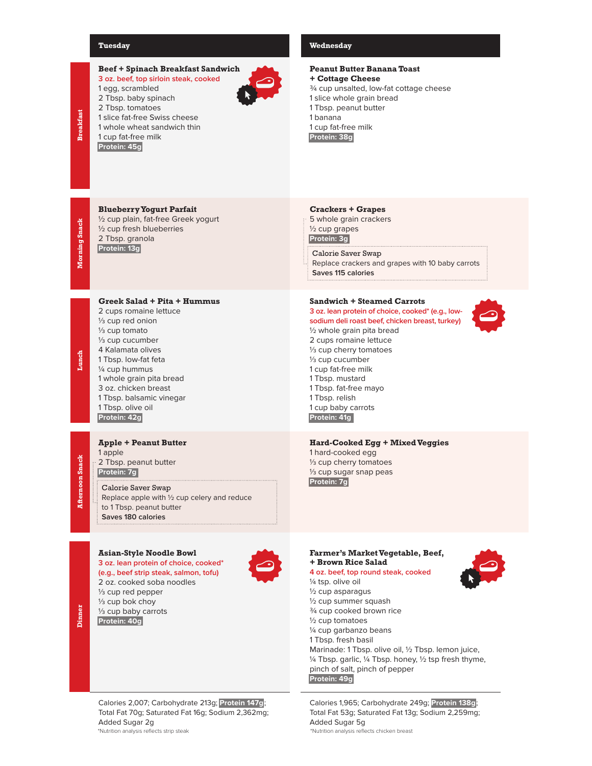## Tuesday

### Breakfast

**Beef + Spinach Breakfast Sandwich**
3 oz. beef, top sirloin steak, cooked
1 egg, scrambled
2 Tbsp. baby spinach
2 Tbsp. tomatoes
1 slice fat-free Swiss cheese
1 whole wheat sandwich thin
1 cup fat-free milk
**Protein: 45g**

### Morning Snack

**Blueberry Yogurt Parfait**
½ cup plain, fat-free Greek yogurt
½ cup fresh blueberries
2 Tbsp. granola
**Protein: 13g**

### Lunch

**Greek Salad + Pita + Hummus**
2 cups romaine lettuce
⅓ cup red onion
⅓ cup tomato
⅓ cup cucumber
4 Kalamata olives
1 Tbsp. low-fat feta
¼ cup hummus
1 whole grain pita bread
3 oz. chicken breast
1 Tbsp. balsamic vinegar
1 Tbsp. olive oil
**Protein: 42g**

### Afternoon Snack

**Apple + Peanut Butter**
1 apple
2 Tbsp. peanut butter
**Protein: 7g**

Calorie Saver Swap
Replace apple with ½ cup celery and reduce to 1 Tbsp. peanut butter
Saves 180 calories

### Dinner

**Asian-Style Noodle Bowl**
3 oz. lean protein of choice, cooked* (e.g., beef strip steak, salmon, tofu)
2 oz. cooked soba noodles
⅓ cup red pepper
⅓ cup bok choy
⅓ cup baby carrots
**Protein: 40g**

Calories 2,007; Carbohydrate 213g; **Protein 147g**; Total Fat 70g; Saturated Fat 16g; Sodium 2,362mg; Added Sugar 2g

*Nutrition analysis reflects strip steak

## Wednesday

### Breakfast

**Peanut Butter Banana Toast + Cottage Cheese**
¾ cup unsalted, low-fat cottage cheese
1 slice whole grain bread
1 Tbsp. peanut butter
1 banana
1 cup fat-free milk
**Protein: 38g**

### Morning Snack

**Crackers + Grapes**
5 whole grain crackers
½ cup grapes
**Protein: 3g**

Calorie Saver Swap
Replace crackers and grapes with 10 baby carrots
Saves 115 calories

### Lunch

**Sandwich + Steamed Carrots**
3 oz. lean protein of choice, cooked* (e.g., low-sodium deli roast beef, chicken breast, turkey)
½ whole grain pita bread
2 cups romaine lettuce
⅓ cup cherry tomatoes
⅓ cup cucumber
1 cup fat-free milk
1 Tbsp. mustard
1 Tbsp. fat-free mayo
1 Tbsp. relish
1 cup baby carrots
**Protein: 41g**

### Afternoon Snack

**Hard-Cooked Egg + Mixed Veggies**
1 hard-cooked egg
⅓ cup cherry tomatoes
⅓ cup sugar snap peas
**Protein: 7g**

### Dinner

**Farmer's Market Vegetable, Beef, + Brown Rice Salad**
4 oz. beef, top round steak, cooked
¼ tsp. olive oil
½ cup asparagus
½ cup summer squash
¾ cup cooked brown rice
½ cup tomatoes
¼ cup garbanzo beans
1 Tbsp. fresh basil
Marinade: 1 Tbsp. olive oil, ½ Tbsp. lemon juice, ¼ Tbsp. garlic, ¼ Tbsp. honey, ½ tsp fresh thyme, pinch of salt, pinch of pepper
**Protein: 49g**

Calories 1,965; Carbohydrate 249g; **Protein 138g**; Total Fat 53g; Saturated Fat 13g; Sodium 2,259mg; Added Sugar 5g

*Nutrition analysis reflects chicken breast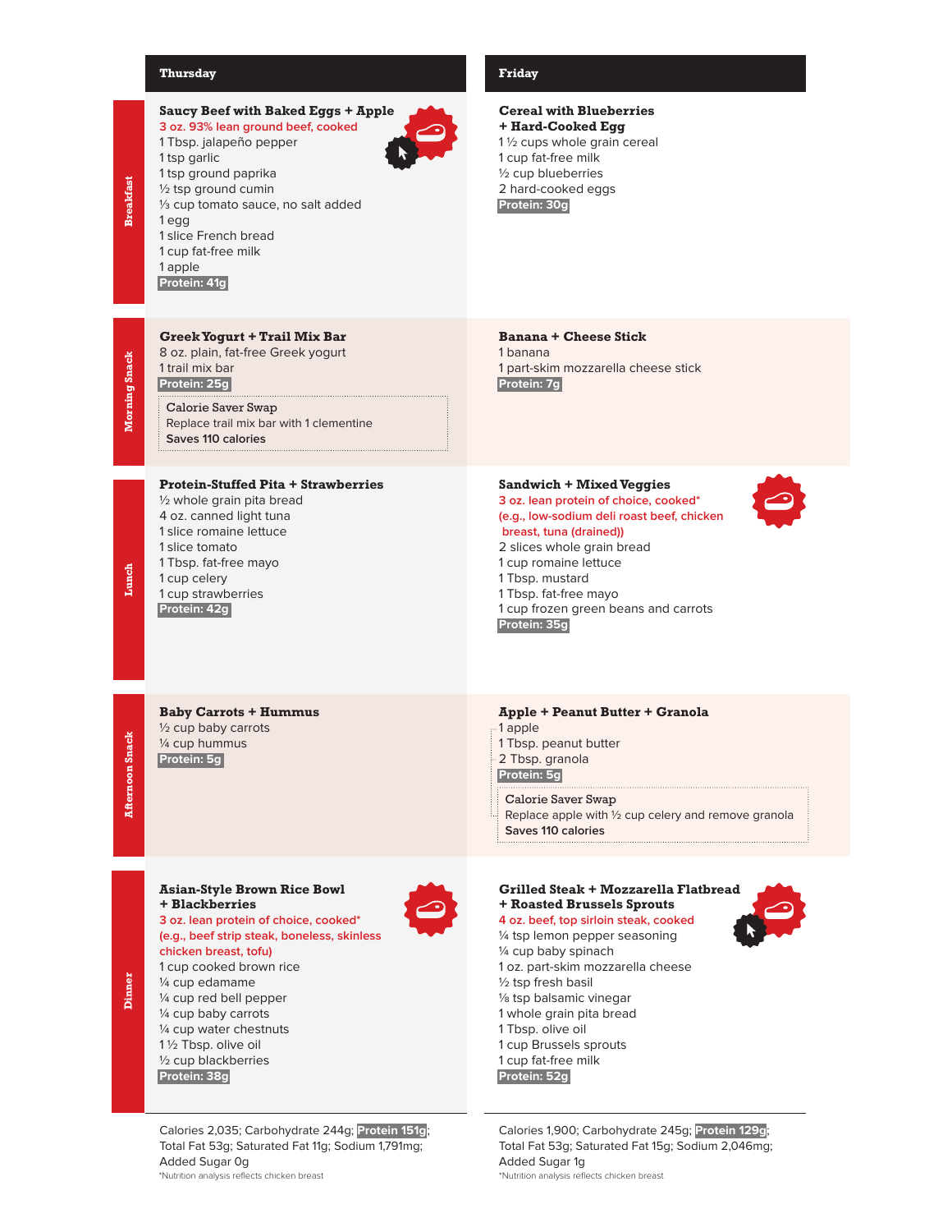## Thursday

### Breakfast

**Saucy Beef with Baked Eggs + Apple**

3 oz. 93% lean ground beef, cooked
1 Tbsp. jalapeño pepper
1 tsp garlic
1 tsp ground paprika
½ tsp ground cumin
⅓ cup tomato sauce, no salt added
1 egg
1 slice French bread
1 cup fat-free milk
1 apple
**Protein: 41g**

### Morning Snack

**Greek Yogurt + Trail Mix Bar**

8 oz. plain, fat-free Greek yogurt
1 trail mix bar
**Protein: 25g**

> Calorie Saver Swap
> Replace trail mix bar with 1 clementine
> **Saves 110 calories**

### Lunch

**Protein-Stuffed Pita + Strawberries**

½ whole grain pita bread
4 oz. canned light tuna
1 slice romaine lettuce
1 slice tomato
1 Tbsp. fat-free mayo
1 cup celery
1 cup strawberries
**Protein: 42g**

### Afternoon Snack

**Baby Carrots + Hummus**

½ cup baby carrots
¼ cup hummus
**Protein: 5g**

### Dinner

**Asian-Style Brown Rice Bowl + Blackberries**

3 oz. lean protein of choice, cooked*
(e.g., beef strip steak, boneless, skinless chicken breast, tofu)
1 cup cooked brown rice
¼ cup edamame
¼ cup red bell pepper
¼ cup baby carrots
¼ cup water chestnuts
1 ½ Tbsp. olive oil
½ cup blackberries
**Protein: 38g**

Calories 2,035; Carbohydrate 244g; **Protein 151g**; Total Fat 53g; Saturated Fat 11g; Sodium 1,791mg; Added Sugar 0g

*Nutrition analysis reflects chicken breast

## Friday

### Breakfast

**Cereal with Blueberries + Hard-Cooked Egg**

1 ½ cups whole grain cereal
1 cup fat-free milk
½ cup blueberries
2 hard-cooked eggs
**Protein: 30g**

### Morning Snack

**Banana + Cheese Stick**

1 banana
1 part-skim mozzarella cheese stick
**Protein: 7g**

### Lunch

**Sandwich + Mixed Veggies**

3 oz. lean protein of choice, cooked*
(e.g., low-sodium deli roast beef, chicken breast, tuna (drained))
2 slices whole grain bread
1 cup romaine lettuce
1 Tbsp. mustard
1 Tbsp. fat-free mayo
1 cup frozen green beans and carrots
**Protein: 35g**

### Afternoon Snack

**Apple + Peanut Butter + Granola**

1 apple
1 Tbsp. peanut butter
2 Tbsp. granola
**Protein: 5g**

> Calorie Saver Swap
> Replace apple with ½ cup celery and remove granola
> **Saves 110 calories**

### Dinner

**Grilled Steak + Mozzarella Flatbread + Roasted Brussels Sprouts**

4 oz. beef, top sirloin steak, cooked
¼ tsp lemon pepper seasoning
¼ cup baby spinach
1 oz. part-skim mozzarella cheese
½ tsp fresh basil
⅛ tsp balsamic vinegar
1 whole grain pita bread
1 Tbsp. olive oil
1 cup Brussels sprouts
1 cup fat-free milk
**Protein: 52g**

Calories 1,900; Carbohydrate 245g; **Protein 129g**; Total Fat 53g; Saturated Fat 15g; Sodium 2,046mg; Added Sugar 1g

*Nutrition analysis reflects chicken breast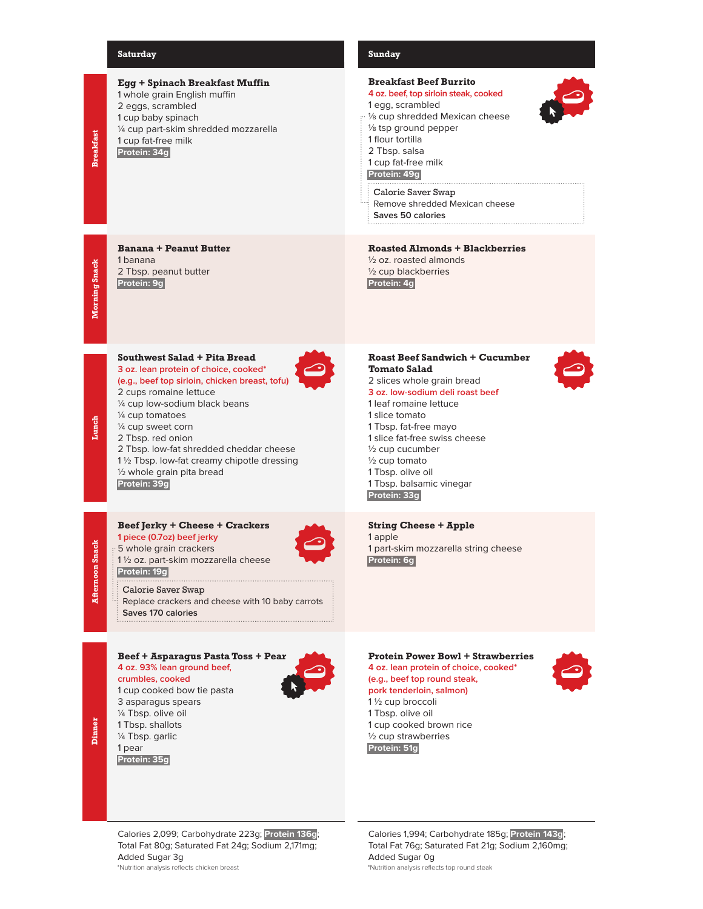## Saturday

### Breakfast

**Egg + Spinach Breakfast Muffin**
1 whole grain English muffin
2 eggs, scrambled
1 cup baby spinach
¼ cup part-skim shredded mozzarella
1 cup fat-free milk
**Protein: 34g**

### Morning Snack

**Banana + Peanut Butter**
1 banana
2 Tbsp. peanut butter
**Protein: 9g**

### Lunch

**Southwest Salad + Pita Bread**
3 oz. lean protein of choice, cooked*
(e.g., beef top sirloin, chicken breast, tofu)
2 cups romaine lettuce
¼ cup low-sodium black beans
¼ cup tomatoes
¼ cup sweet corn
2 Tbsp. red onion
2 Tbsp. low-fat shredded cheddar cheese
1 ½ Tbsp. low-fat creamy chipotle dressing
½ whole grain pita bread
**Protein: 39g**

### Afternoon Snack

**Beef Jerky + Cheese + Crackers**
1 piece (0.7oz) beef jerky
5 whole grain crackers
1 ½ oz. part-skim mozzarella cheese
**Protein: 19g**

> Calorie Saver Swap
> Replace crackers and cheese with 10 baby carrots
> **Saves 170 calories**

### Dinner

**Beef + Asparagus Pasta Toss + Pear**
4 oz. 93% lean ground beef, crumbles, cooked
1 cup cooked bow tie pasta
3 asparagus spears
¼ Tbsp. olive oil
1 Tbsp. shallots
¼ Tbsp. garlic
1 pear
**Protein: 35g**

Calories 2,099; Carbohydrate 223g; **Protein 136g**; Total Fat 80g; Saturated Fat 24g; Sodium 2,171mg; Added Sugar 3g

*Nutrition analysis reflects chicken breast

## Sunday

### Breakfast

**Breakfast Beef Burrito**
4 oz. beef, top sirloin steak, cooked
1 egg, scrambled
⅛ cup shredded Mexican cheese
⅛ tsp ground pepper
1 flour tortilla
2 Tbsp. salsa
1 cup fat-free milk
**Protein: 49g**

> Calorie Saver Swap
> Remove shredded Mexican cheese
> **Saves 50 calories**

### Morning Snack

**Roasted Almonds + Blackberries**
½ oz. roasted almonds
½ cup blackberries
**Protein: 4g**

### Lunch

**Roast Beef Sandwich + Cucumber Tomato Salad**
2 slices whole grain bread
3 oz. low-sodium deli roast beef
1 leaf romaine lettuce
1 slice tomato
1 Tbsp. fat-free mayo
1 slice fat-free swiss cheese
½ cup cucumber
½ cup tomato
1 Tbsp. olive oil
1 Tbsp. balsamic vinegar
**Protein: 33g**

### Afternoon Snack

**String Cheese + Apple**
1 apple
1 part-skim mozzarella string cheese
**Protein: 6g**

### Dinner

**Protein Power Bowl + Strawberries**
4 oz. lean protein of choice, cooked*
(e.g., beef top round steak, pork tenderloin, salmon)
1 ½ cup broccoli
1 Tbsp. olive oil
1 cup cooked brown rice
½ cup strawberries
**Protein: 51g**

Calories 1,994; Carbohydrate 185g; **Protein 143g**; Total Fat 76g; Saturated Fat 21g; Sodium 2,160mg; Added Sugar 0g

*Nutrition analysis reflects top round steak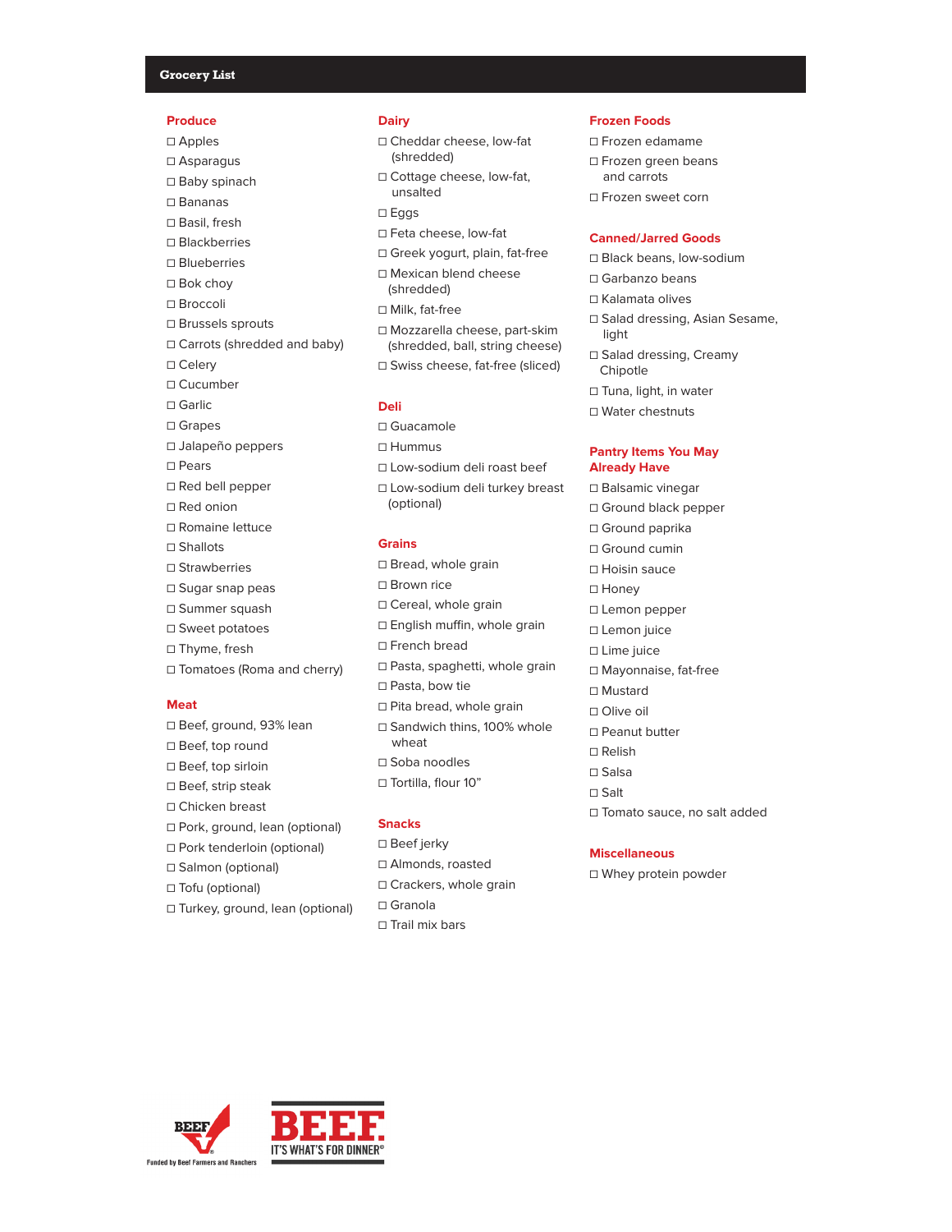# Grocery List

## Produce

- ☐ Apples
- ☐ Asparagus
- ☐ Baby spinach
- ☐ Bananas
- ☐ Basil, fresh
- ☐ Blackberries
- ☐ Blueberries
- ☐ Bok choy
- ☐ Broccoli
- ☐ Brussels sprouts
- ☐ Carrots (shredded and baby)
- ☐ Celery
- ☐ Cucumber
- ☐ Garlic
- ☐ Grapes
- ☐ Jalapeño peppers
- ☐ Pears
- ☐ Red bell pepper
- ☐ Red onion
- ☐ Romaine lettuce
- ☐ Shallots
- ☐ Strawberries
- ☐ Sugar snap peas
- ☐ Summer squash
- ☐ Sweet potatoes
- ☐ Thyme, fresh
- ☐ Tomatoes (Roma and cherry)

## Meat

- ☐ Beef, ground, 93% lean
- ☐ Beef, top round
- ☐ Beef, top sirloin
- ☐ Beef, strip steak
- ☐ Chicken breast
- ☐ Pork, ground, lean (optional)
- ☐ Pork tenderloin (optional)
- ☐ Salmon (optional)
- ☐ Tofu (optional)
- ☐ Turkey, ground, lean (optional)

## Dairy

- ☐ Cheddar cheese, low-fat (shredded)
- ☐ Cottage cheese, low-fat, unsalted
- ☐ Eggs
- ☐ Feta cheese, low-fat
- ☐ Greek yogurt, plain, fat-free
- ☐ Mexican blend cheese (shredded)
- ☐ Milk, fat-free
- ☐ Mozzarella cheese, part-skim (shredded, ball, string cheese)
- ☐ Swiss cheese, fat-free (sliced)

## Deli

- ☐ Guacamole
- ☐ Hummus
- ☐ Low-sodium deli roast beef
- ☐ Low-sodium deli turkey breast (optional)

## Grains

- ☐ Bread, whole grain
- ☐ Brown rice
- ☐ Cereal, whole grain
- ☐ English muffin, whole grain
- ☐ French bread
- ☐ Pasta, spaghetti, whole grain
- ☐ Pasta, bow tie
- ☐ Pita bread, whole grain
- ☐ Sandwich thins, 100% whole wheat
- ☐ Soba noodles
- ☐ Tortilla, flour 10"

## Snacks

- ☐ Beef jerky
- ☐ Almonds, roasted
- ☐ Crackers, whole grain
- ☐ Granola
- ☐ Trail mix bars

## Frozen Foods

- ☐ Frozen edamame
- ☐ Frozen green beans and carrots
- ☐ Frozen sweet corn

## Canned/Jarred Goods

- ☐ Black beans, low-sodium
- ☐ Garbanzo beans
- ☐ Kalamata olives
- ☐ Salad dressing, Asian Sesame, light
- ☐ Salad dressing, Creamy Chipotle
- ☐ Tuna, light, in water
- ☐ Water chestnuts

## Pantry Items You May Already Have

- ☐ Balsamic vinegar
- ☐ Ground black pepper
- ☐ Ground paprika
- ☐ Ground cumin
- ☐ Hoisin sauce
- ☐ Honey
- ☐ Lemon pepper
- ☐ Lemon juice
- ☐ Lime juice
- ☐ Mayonnaise, fat-free
- ☐ Mustard
- ☐ Olive oil
- ☐ Peanut butter
- ☐ Relish
- ☐ Salsa
- ☐ Salt
- ☐ Tomato sauce, no salt added

## Miscellaneous

- ☐ Whey protein powder

BEEF Funded by Beef Farmers and Ranchers

BEEF. IT'S WHAT'S FOR DINNER®